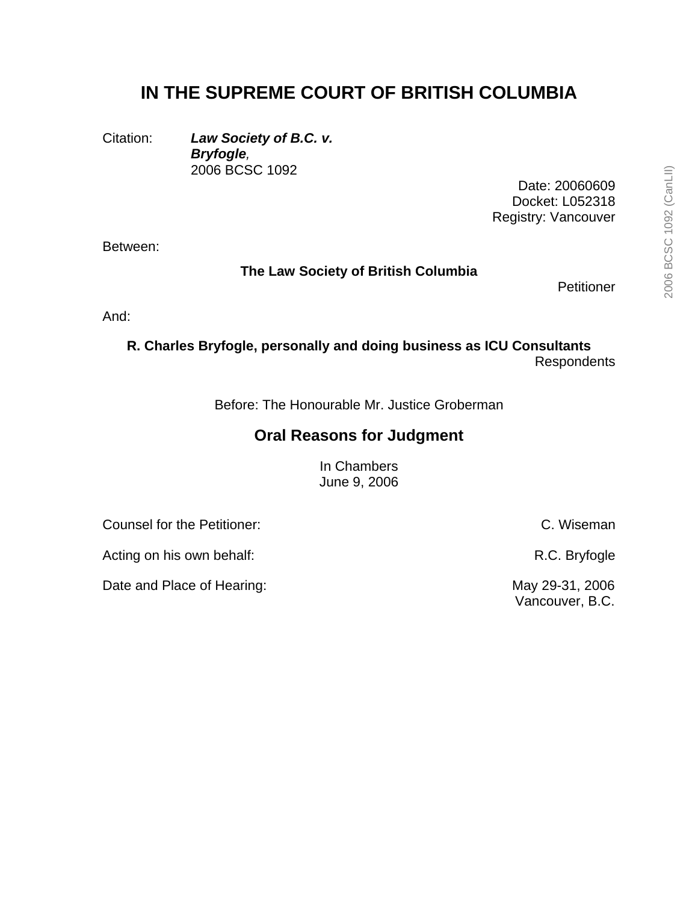# IN THE SUPREME COURT OF BRITISH COLUMBIA

Citation: ***Law Society of B.C. v. Bryfogle****,*
2006 BCSC 1092

Date: 20060609
Docket: L052318
Registry: Vancouver

Between:

**The Law Society of British Columbia**

Petitioner

And:

**R. Charles Bryfogle, personally and doing business as ICU Consultants**

Respondents

Before: The Honourable Mr. Justice Groberman

## Oral Reasons for Judgment

In Chambers
June 9, 2006

Counsel for the Petitioner: C. Wiseman

Acting on his own behalf: R.C. Bryfogle

Date and Place of Hearing: May 29-31, 2006
Vancouver, B.C.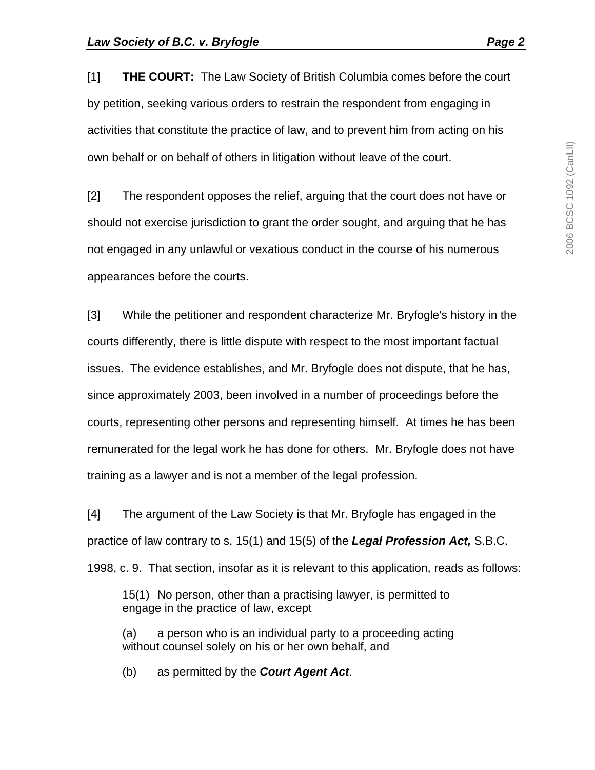[1] **THE COURT:** The Law Society of British Columbia comes before the court by petition, seeking various orders to restrain the respondent from engaging in activities that constitute the practice of law, and to prevent him from acting on his own behalf or on behalf of others in litigation without leave of the court.

[2] The respondent opposes the relief, arguing that the court does not have or should not exercise jurisdiction to grant the order sought, and arguing that he has not engaged in any unlawful or vexatious conduct in the course of his numerous appearances before the courts.

[3] While the petitioner and respondent characterize Mr. Bryfogle's history in the courts differently, there is little dispute with respect to the most important factual issues. The evidence establishes, and Mr. Bryfogle does not dispute, that he has, since approximately 2003, been involved in a number of proceedings before the courts, representing other persons and representing himself. At times he has been remunerated for the legal work he has done for others. Mr. Bryfogle does not have training as a lawyer and is not a member of the legal profession.

[4] The argument of the Law Society is that Mr. Bryfogle has engaged in the practice of law contrary to s. 15(1) and 15(5) of the ***Legal Profession Act,*** S.B.C. 1998, c. 9. That section, insofar as it is relevant to this application, reads as follows:

> 15(1) No person, other than a practising lawyer, is permitted to engage in the practice of law, except
>
> (a) a person who is an individual party to a proceeding acting without counsel solely on his or her own behalf, and
>
> (b) as permitted by the ***Court Agent Act***.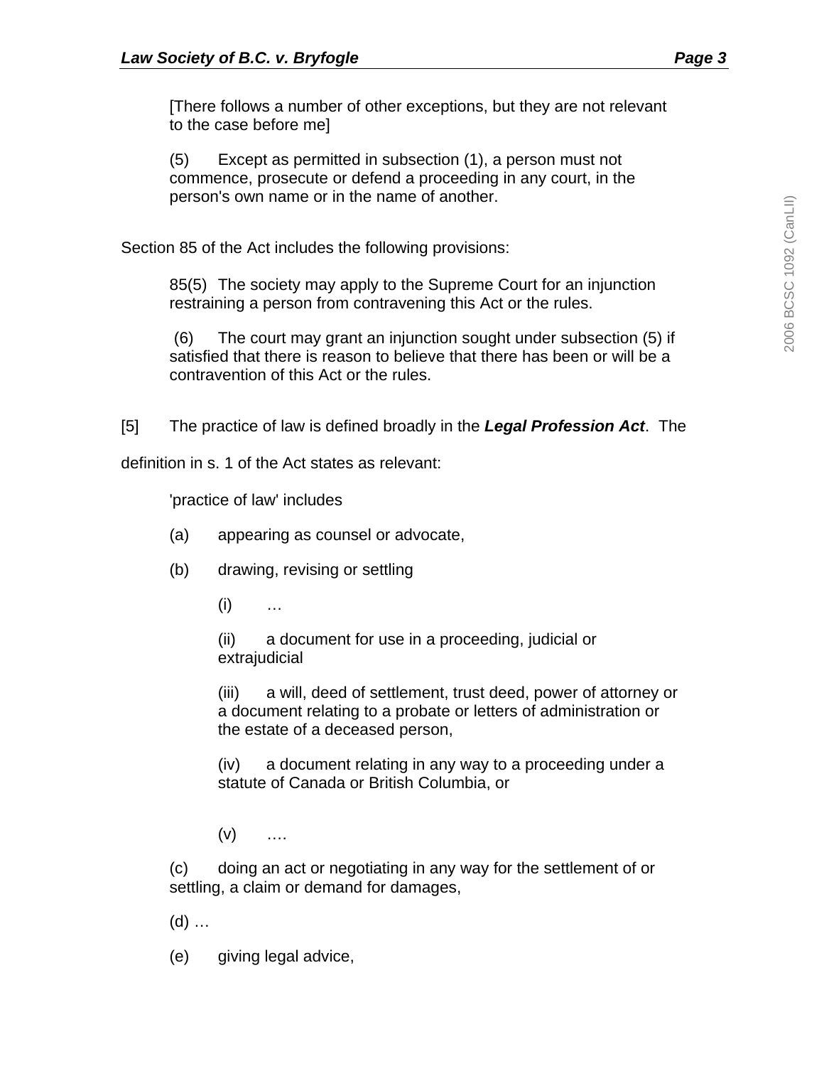[There follows a number of other exceptions, but they are not relevant to the case before me]

(5) Except as permitted in subsection (1), a person must not commence, prosecute or defend a proceeding in any court, in the person's own name or in the name of another.

Section 85 of the Act includes the following provisions:

85(5) The society may apply to the Supreme Court for an injunction restraining a person from contravening this Act or the rules.

(6) The court may grant an injunction sought under subsection (5) if satisfied that there is reason to believe that there has been or will be a contravention of this Act or the rules.

[5] The practice of law is defined broadly in the ***Legal Profession Act***. The definition in s. 1 of the Act states as relevant:

'practice of law' includes

(a) appearing as counsel or advocate,

(b) drawing, revising or settling

(i) …

(ii) a document for use in a proceeding, judicial or extrajudicial

(iii) a will, deed of settlement, trust deed, power of attorney or a document relating to a probate or letters of administration or the estate of a deceased person,

(iv) a document relating in any way to a proceeding under a statute of Canada or British Columbia, or

(v) ….

(c) doing an act or negotiating in any way for the settlement of or settling, a claim or demand for damages,

(d) …

(e) giving legal advice,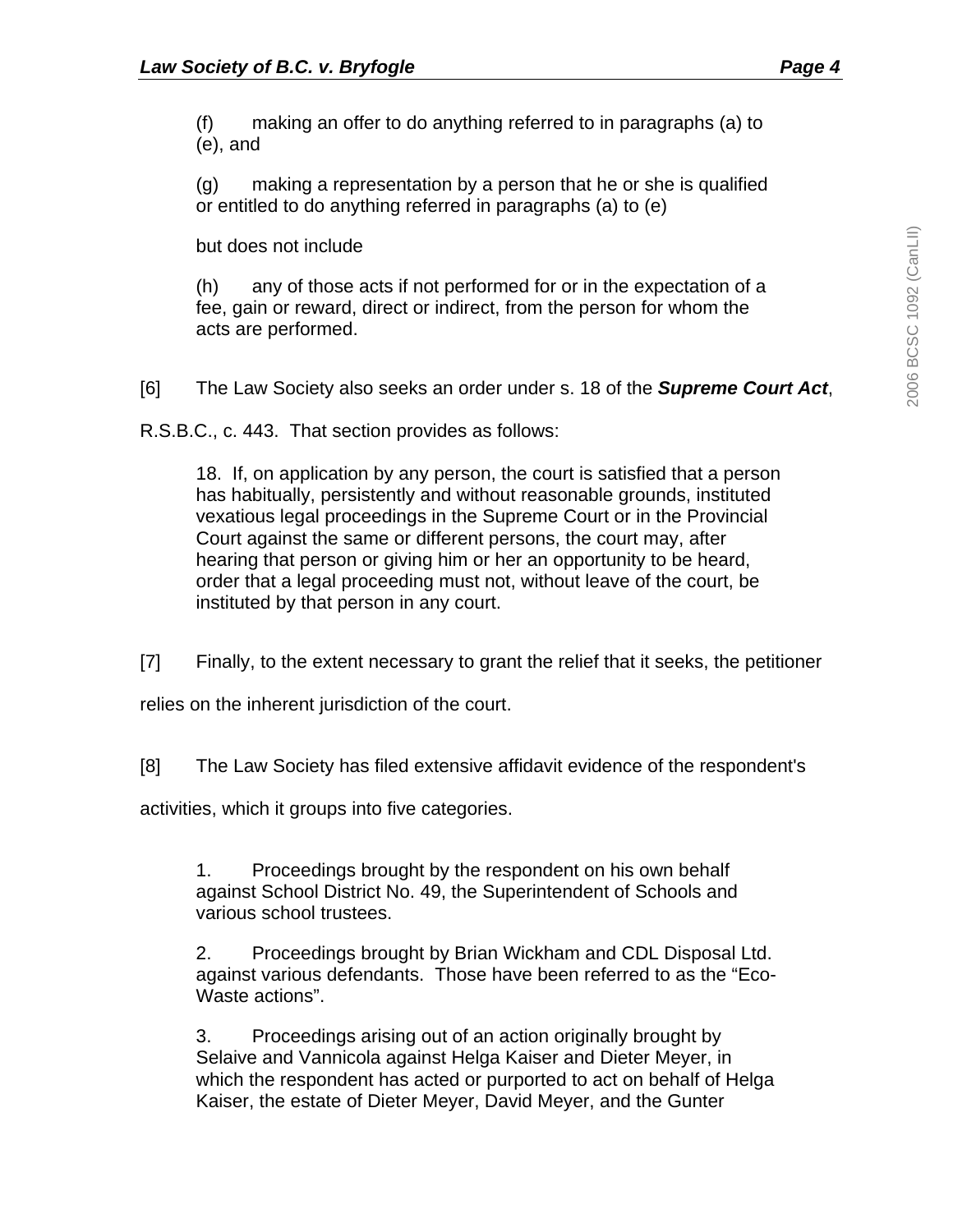(f) making an offer to do anything referred to in paragraphs (a) to (e), and

(g) making a representation by a person that he or she is qualified or entitled to do anything referred in paragraphs (a) to (e)

but does not include

(h) any of those acts if not performed for or in the expectation of a fee, gain or reward, direct or indirect, from the person for whom the acts are performed.

[6] The Law Society also seeks an order under s. 18 of the ***Supreme Court Act***, R.S.B.C., c. 443. That section provides as follows:

> 18. If, on application by any person, the court is satisfied that a person has habitually, persistently and without reasonable grounds, instituted vexatious legal proceedings in the Supreme Court or in the Provincial Court against the same or different persons, the court may, after hearing that person or giving him or her an opportunity to be heard, order that a legal proceeding must not, without leave of the court, be instituted by that person in any court.

[7] Finally, to the extent necessary to grant the relief that it seeks, the petitioner relies on the inherent jurisdiction of the court.

[8] The Law Society has filed extensive affidavit evidence of the respondent's activities, which it groups into five categories.

1. Proceedings brought by the respondent on his own behalf against School District No. 49, the Superintendent of Schools and various school trustees.

2. Proceedings brought by Brian Wickham and CDL Disposal Ltd. against various defendants. Those have been referred to as the "Eco-Waste actions".

3. Proceedings arising out of an action originally brought by Selaive and Vannicola against Helga Kaiser and Dieter Meyer, in which the respondent has acted or purported to act on behalf of Helga Kaiser, the estate of Dieter Meyer, David Meyer, and the Gunter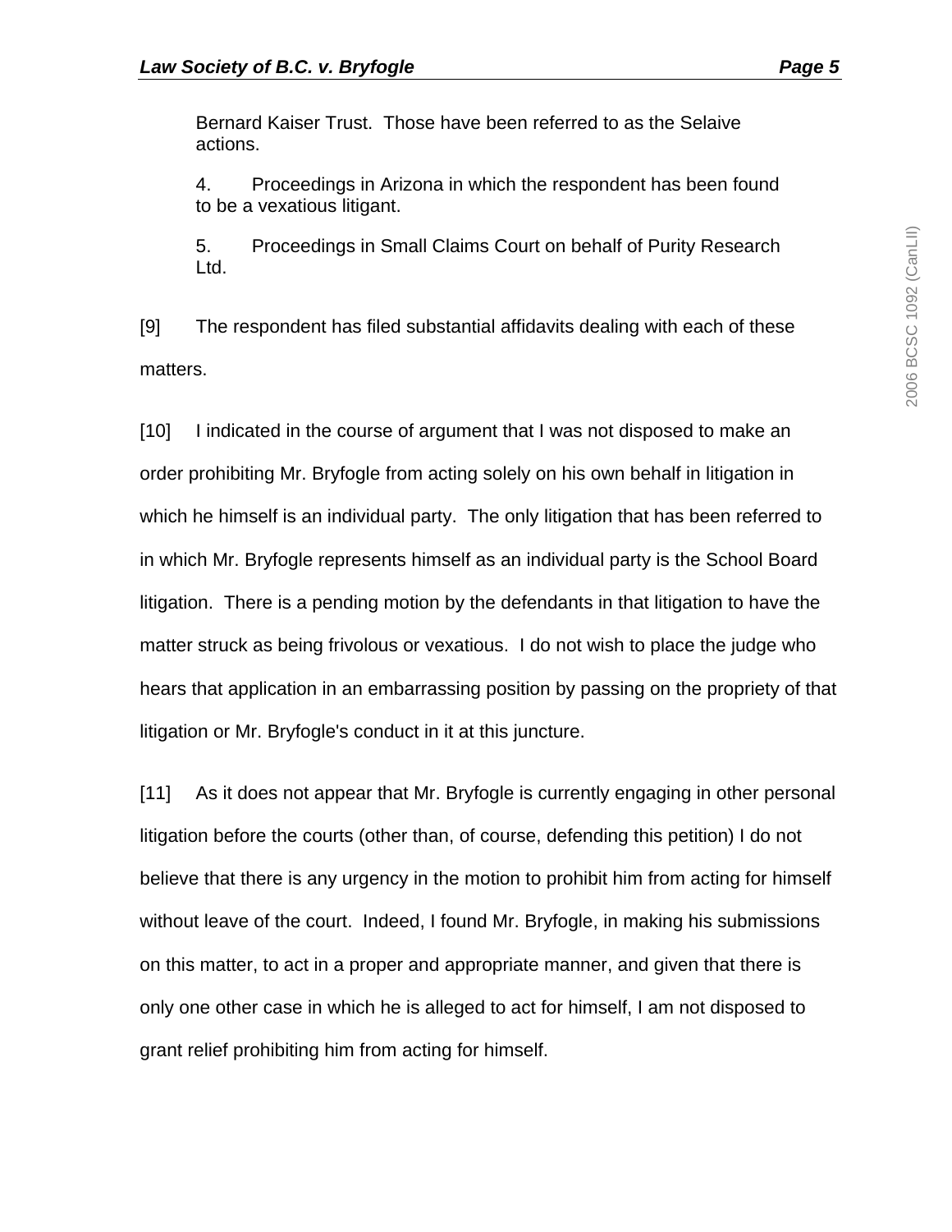Bernard Kaiser Trust. Those have been referred to as the Selaive actions.

4. Proceedings in Arizona in which the respondent has been found to be a vexatious litigant.

5. Proceedings in Small Claims Court on behalf of Purity Research Ltd.

[9] The respondent has filed substantial affidavits dealing with each of these matters.

[10] I indicated in the course of argument that I was not disposed to make an order prohibiting Mr. Bryfogle from acting solely on his own behalf in litigation in which he himself is an individual party. The only litigation that has been referred to in which Mr. Bryfogle represents himself as an individual party is the School Board litigation. There is a pending motion by the defendants in that litigation to have the matter struck as being frivolous or vexatious. I do not wish to place the judge who hears that application in an embarrassing position by passing on the propriety of that litigation or Mr. Bryfogle's conduct in it at this juncture.

[11] As it does not appear that Mr. Bryfogle is currently engaging in other personal litigation before the courts (other than, of course, defending this petition) I do not believe that there is any urgency in the motion to prohibit him from acting for himself without leave of the court. Indeed, I found Mr. Bryfogle, in making his submissions on this matter, to act in a proper and appropriate manner, and given that there is only one other case in which he is alleged to act for himself, I am not disposed to grant relief prohibiting him from acting for himself.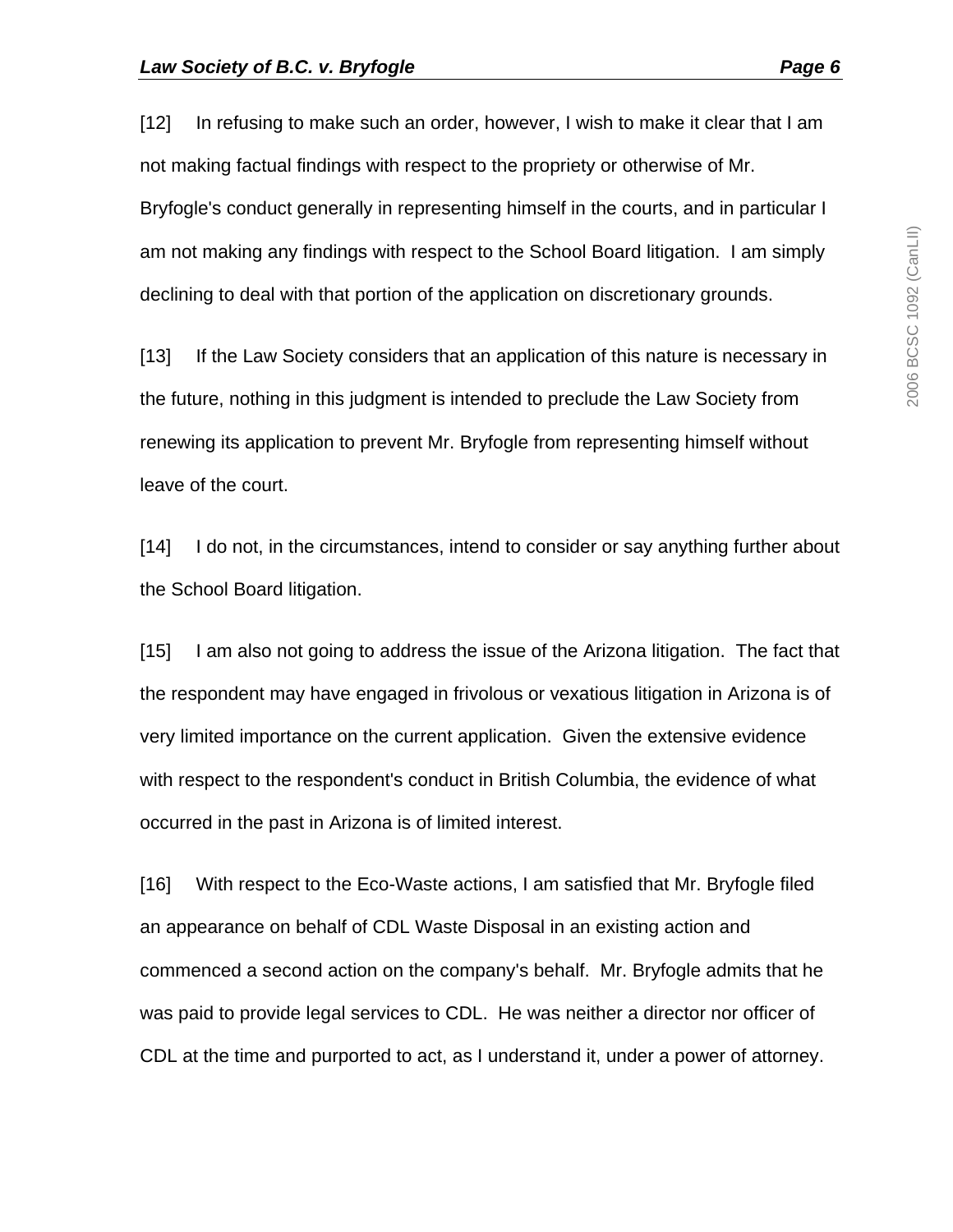[12] In refusing to make such an order, however, I wish to make it clear that I am not making factual findings with respect to the propriety or otherwise of Mr. Bryfogle's conduct generally in representing himself in the courts, and in particular I am not making any findings with respect to the School Board litigation. I am simply declining to deal with that portion of the application on discretionary grounds.

[13] If the Law Society considers that an application of this nature is necessary in the future, nothing in this judgment is intended to preclude the Law Society from renewing its application to prevent Mr. Bryfogle from representing himself without leave of the court.

[14] I do not, in the circumstances, intend to consider or say anything further about the School Board litigation.

[15] I am also not going to address the issue of the Arizona litigation. The fact that the respondent may have engaged in frivolous or vexatious litigation in Arizona is of very limited importance on the current application. Given the extensive evidence with respect to the respondent's conduct in British Columbia, the evidence of what occurred in the past in Arizona is of limited interest.

[16] With respect to the Eco-Waste actions, I am satisfied that Mr. Bryfogle filed an appearance on behalf of CDL Waste Disposal in an existing action and commenced a second action on the company's behalf. Mr. Bryfogle admits that he was paid to provide legal services to CDL. He was neither a director nor officer of CDL at the time and purported to act, as I understand it, under a power of attorney.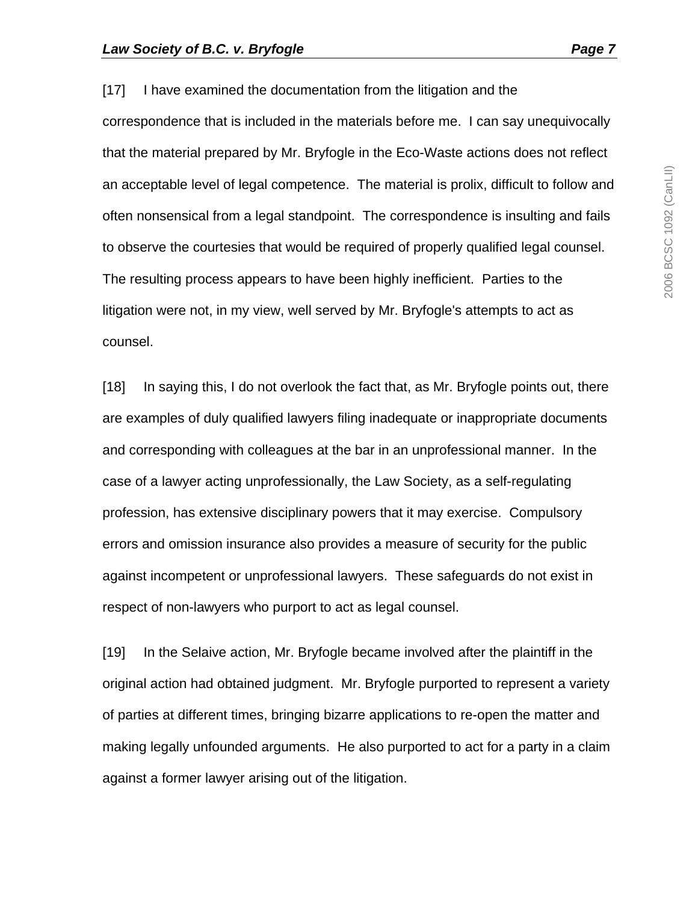[17] I have examined the documentation from the litigation and the correspondence that is included in the materials before me. I can say unequivocally that the material prepared by Mr. Bryfogle in the Eco-Waste actions does not reflect an acceptable level of legal competence. The material is prolix, difficult to follow and often nonsensical from a legal standpoint. The correspondence is insulting and fails to observe the courtesies that would be required of properly qualified legal counsel. The resulting process appears to have been highly inefficient. Parties to the litigation were not, in my view, well served by Mr. Bryfogle's attempts to act as counsel.

[18] In saying this, I do not overlook the fact that, as Mr. Bryfogle points out, there are examples of duly qualified lawyers filing inadequate or inappropriate documents and corresponding with colleagues at the bar in an unprofessional manner. In the case of a lawyer acting unprofessionally, the Law Society, as a self-regulating profession, has extensive disciplinary powers that it may exercise. Compulsory errors and omission insurance also provides a measure of security for the public against incompetent or unprofessional lawyers. These safeguards do not exist in respect of non-lawyers who purport to act as legal counsel.

[19] In the Selaive action, Mr. Bryfogle became involved after the plaintiff in the original action had obtained judgment. Mr. Bryfogle purported to represent a variety of parties at different times, bringing bizarre applications to re-open the matter and making legally unfounded arguments. He also purported to act for a party in a claim against a former lawyer arising out of the litigation.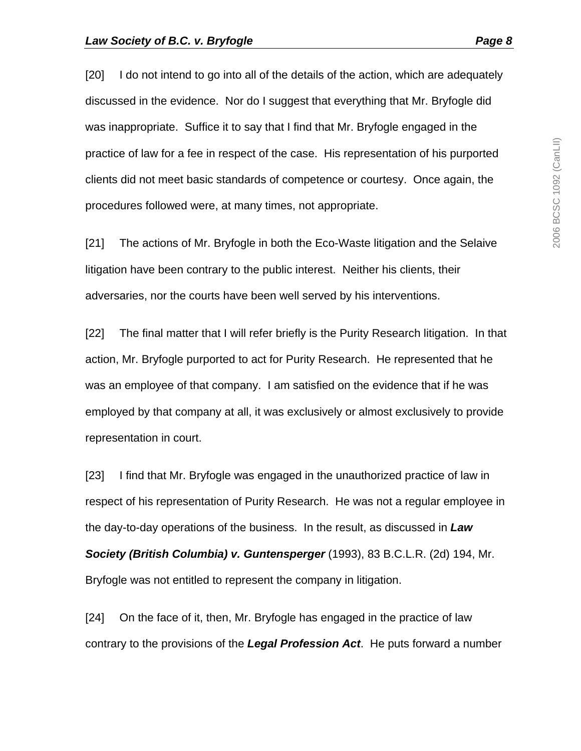[20] I do not intend to go into all of the details of the action, which are adequately discussed in the evidence. Nor do I suggest that everything that Mr. Bryfogle did was inappropriate. Suffice it to say that I find that Mr. Bryfogle engaged in the practice of law for a fee in respect of the case. His representation of his purported clients did not meet basic standards of competence or courtesy. Once again, the procedures followed were, at many times, not appropriate.

[21] The actions of Mr. Bryfogle in both the Eco-Waste litigation and the Selaive litigation have been contrary to the public interest. Neither his clients, their adversaries, nor the courts have been well served by his interventions.

[22] The final matter that I will refer briefly is the Purity Research litigation. In that action, Mr. Bryfogle purported to act for Purity Research. He represented that he was an employee of that company. I am satisfied on the evidence that if he was employed by that company at all, it was exclusively or almost exclusively to provide representation in court.

[23] I find that Mr. Bryfogle was engaged in the unauthorized practice of law in respect of his representation of Purity Research. He was not a regular employee in the day-to-day operations of the business. In the result, as discussed in ***Law Society (British Columbia) v. Guntensperger*** (1993), 83 B.C.L.R. (2d) 194, Mr. Bryfogle was not entitled to represent the company in litigation.

[24] On the face of it, then, Mr. Bryfogle has engaged in the practice of law contrary to the provisions of the ***Legal Profession Act***. He puts forward a number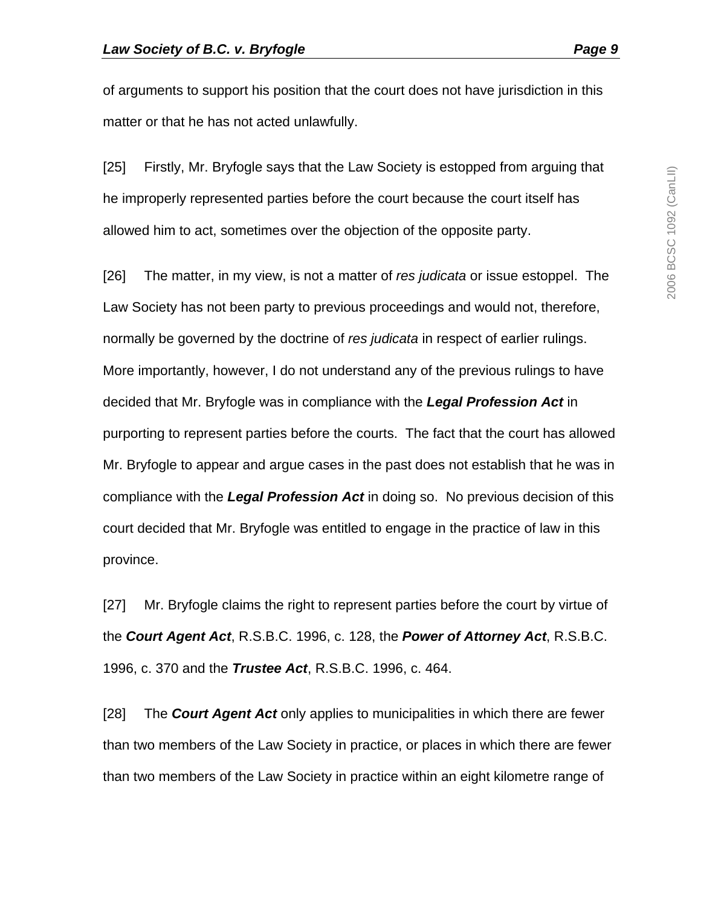of arguments to support his position that the court does not have jurisdiction in this matter or that he has not acted unlawfully.

[25] Firstly, Mr. Bryfogle says that the Law Society is estopped from arguing that he improperly represented parties before the court because the court itself has allowed him to act, sometimes over the objection of the opposite party.

[26] The matter, in my view, is not a matter of *res judicata* or issue estoppel. The Law Society has not been party to previous proceedings and would not, therefore, normally be governed by the doctrine of *res judicata* in respect of earlier rulings. More importantly, however, I do not understand any of the previous rulings to have decided that Mr. Bryfogle was in compliance with the ***Legal Profession Act*** in purporting to represent parties before the courts. The fact that the court has allowed Mr. Bryfogle to appear and argue cases in the past does not establish that he was in compliance with the ***Legal Profession Act*** in doing so. No previous decision of this court decided that Mr. Bryfogle was entitled to engage in the practice of law in this province.

[27] Mr. Bryfogle claims the right to represent parties before the court by virtue of the ***Court Agent Act***, R.S.B.C. 1996, c. 128, the ***Power of Attorney Act***, R.S.B.C. 1996, c. 370 and the ***Trustee Act***, R.S.B.C. 1996, c. 464.

[28] The ***Court Agent Act*** only applies to municipalities in which there are fewer than two members of the Law Society in practice, or places in which there are fewer than two members of the Law Society in practice within an eight kilometre range of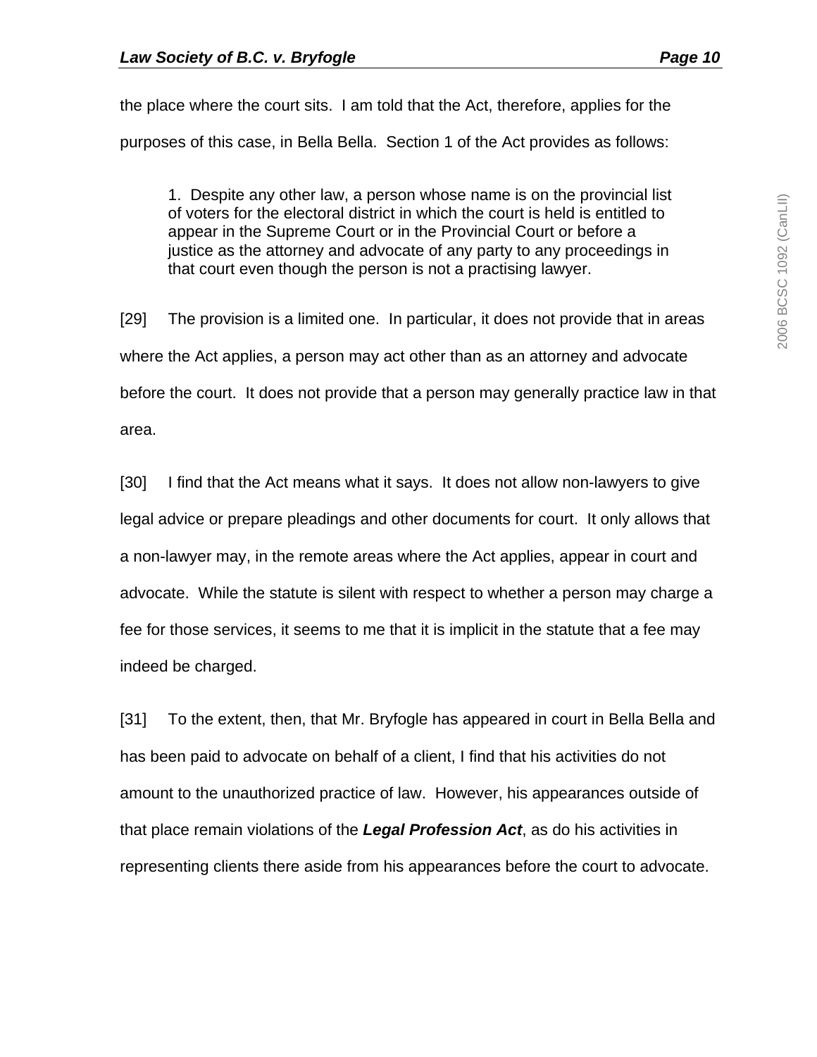the place where the court sits. I am told that the Act, therefore, applies for the purposes of this case, in Bella Bella. Section 1 of the Act provides as follows:

> 1. Despite any other law, a person whose name is on the provincial list of voters for the electoral district in which the court is held is entitled to appear in the Supreme Court or in the Provincial Court or before a justice as the attorney and advocate of any party to any proceedings in that court even though the person is not a practising lawyer.

[29] The provision is a limited one. In particular, it does not provide that in areas where the Act applies, a person may act other than as an attorney and advocate before the court. It does not provide that a person may generally practice law in that area.

[30] I find that the Act means what it says. It does not allow non-lawyers to give legal advice or prepare pleadings and other documents for court. It only allows that a non-lawyer may, in the remote areas where the Act applies, appear in court and advocate. While the statute is silent with respect to whether a person may charge a fee for those services, it seems to me that it is implicit in the statute that a fee may indeed be charged.

[31] To the extent, then, that Mr. Bryfogle has appeared in court in Bella Bella and has been paid to advocate on behalf of a client, I find that his activities do not amount to the unauthorized practice of law. However, his appearances outside of that place remain violations of the ***Legal Profession Act***, as do his activities in representing clients there aside from his appearances before the court to advocate.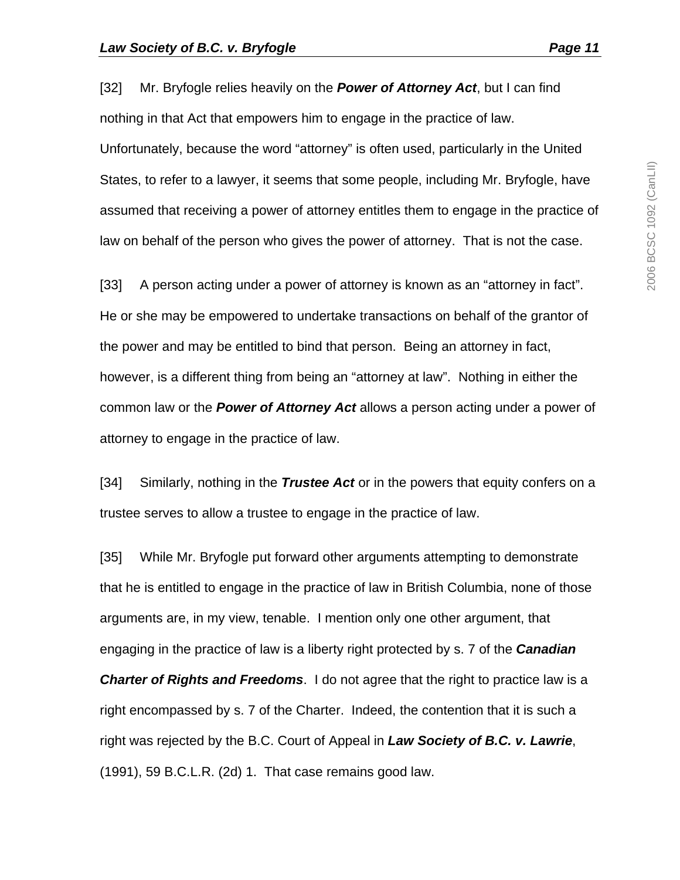[32] Mr. Bryfogle relies heavily on the ***Power of Attorney Act***, but I can find nothing in that Act that empowers him to engage in the practice of law. Unfortunately, because the word "attorney" is often used, particularly in the United States, to refer to a lawyer, it seems that some people, including Mr. Bryfogle, have assumed that receiving a power of attorney entitles them to engage in the practice of law on behalf of the person who gives the power of attorney. That is not the case.

[33] A person acting under a power of attorney is known as an "attorney in fact". He or she may be empowered to undertake transactions on behalf of the grantor of the power and may be entitled to bind that person. Being an attorney in fact, however, is a different thing from being an "attorney at law". Nothing in either the common law or the ***Power of Attorney Act*** allows a person acting under a power of attorney to engage in the practice of law.

[34] Similarly, nothing in the ***Trustee Act*** or in the powers that equity confers on a trustee serves to allow a trustee to engage in the practice of law.

[35] While Mr. Bryfogle put forward other arguments attempting to demonstrate that he is entitled to engage in the practice of law in British Columbia, none of those arguments are, in my view, tenable. I mention only one other argument, that engaging in the practice of law is a liberty right protected by s. 7 of the ***Canadian Charter of Rights and Freedoms***. I do not agree that the right to practice law is a right encompassed by s. 7 of the Charter. Indeed, the contention that it is such a right was rejected by the B.C. Court of Appeal in ***Law Society of B.C. v. Lawrie***, (1991), 59 B.C.L.R. (2d) 1. That case remains good law.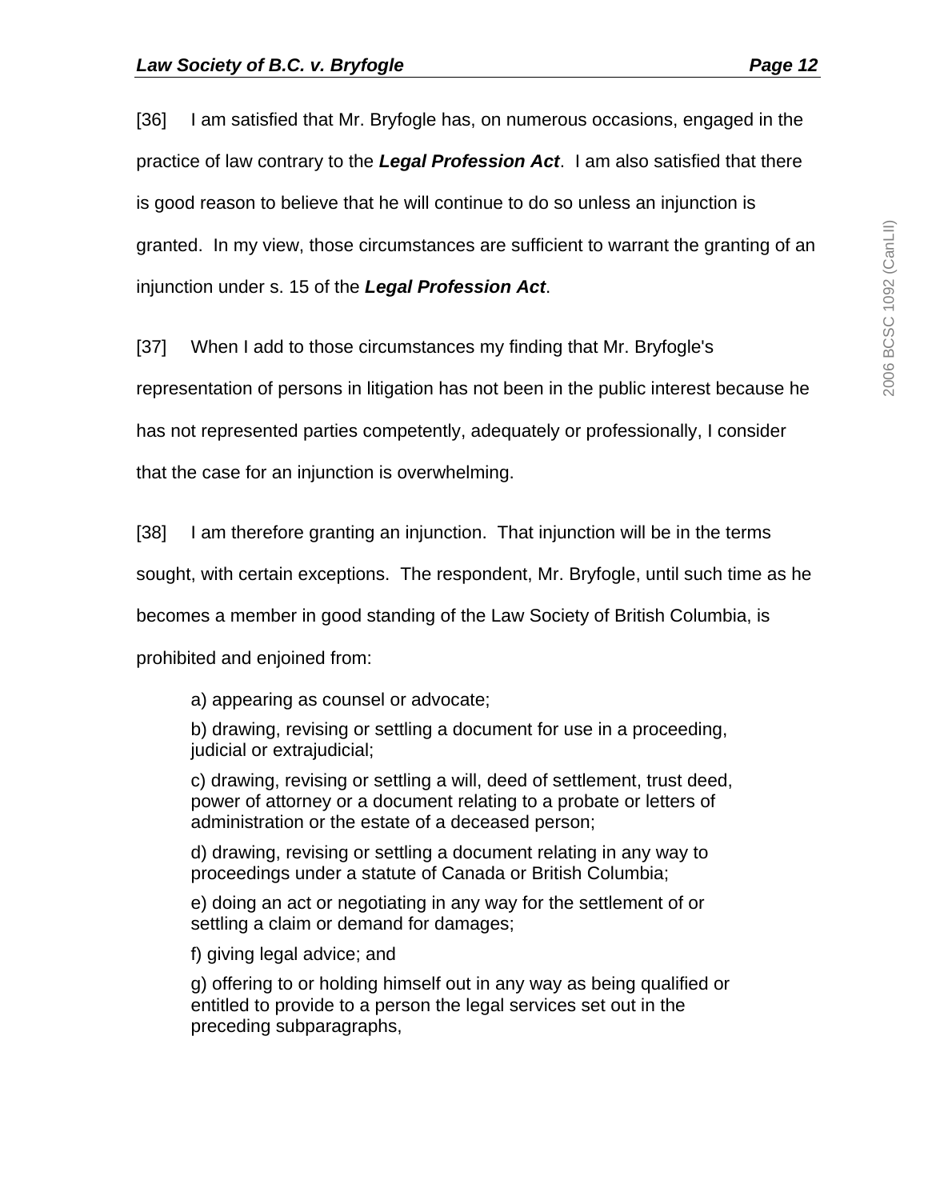[36] I am satisfied that Mr. Bryfogle has, on numerous occasions, engaged in the practice of law contrary to the ***Legal Profession Act***. I am also satisfied that there is good reason to believe that he will continue to do so unless an injunction is granted. In my view, those circumstances are sufficient to warrant the granting of an injunction under s. 15 of the ***Legal Profession Act***.

[37] When I add to those circumstances my finding that Mr. Bryfogle's representation of persons in litigation has not been in the public interest because he has not represented parties competently, adequately or professionally, I consider that the case for an injunction is overwhelming.

[38] I am therefore granting an injunction. That injunction will be in the terms sought, with certain exceptions. The respondent, Mr. Bryfogle, until such time as he becomes a member in good standing of the Law Society of British Columbia, is prohibited and enjoined from:

> a) appearing as counsel or advocate;
>
> b) drawing, revising or settling a document for use in a proceeding, judicial or extrajudicial;
>
> c) drawing, revising or settling a will, deed of settlement, trust deed, power of attorney or a document relating to a probate or letters of administration or the estate of a deceased person;
>
> d) drawing, revising or settling a document relating in any way to proceedings under a statute of Canada or British Columbia;
>
> e) doing an act or negotiating in any way for the settlement of or settling a claim or demand for damages;
>
> f) giving legal advice; and
>
> g) offering to or holding himself out in any way as being qualified or entitled to provide to a person the legal services set out in the preceding subparagraphs,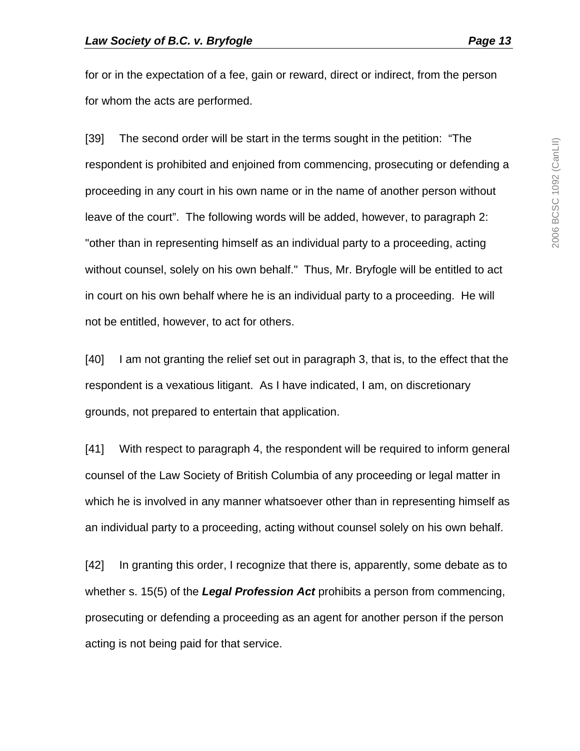for or in the expectation of a fee, gain or reward, direct or indirect, from the person for whom the acts are performed.

[39] The second order will be start in the terms sought in the petition: “The respondent is prohibited and enjoined from commencing, prosecuting or defending a proceeding in any court in his own name or in the name of another person without leave of the court”. The following words will be added, however, to paragraph 2: "other than in representing himself as an individual party to a proceeding, acting without counsel, solely on his own behalf." Thus, Mr. Bryfogle will be entitled to act in court on his own behalf where he is an individual party to a proceeding. He will not be entitled, however, to act for others.

[40] I am not granting the relief set out in paragraph 3, that is, to the effect that the respondent is a vexatious litigant. As I have indicated, I am, on discretionary grounds, not prepared to entertain that application.

[41] With respect to paragraph 4, the respondent will be required to inform general counsel of the Law Society of British Columbia of any proceeding or legal matter in which he is involved in any manner whatsoever other than in representing himself as an individual party to a proceeding, acting without counsel solely on his own behalf.

[42] In granting this order, I recognize that there is, apparently, some debate as to whether s. 15(5) of the ***Legal Profession Act*** prohibits a person from commencing, prosecuting or defending a proceeding as an agent for another person if the person acting is not being paid for that service.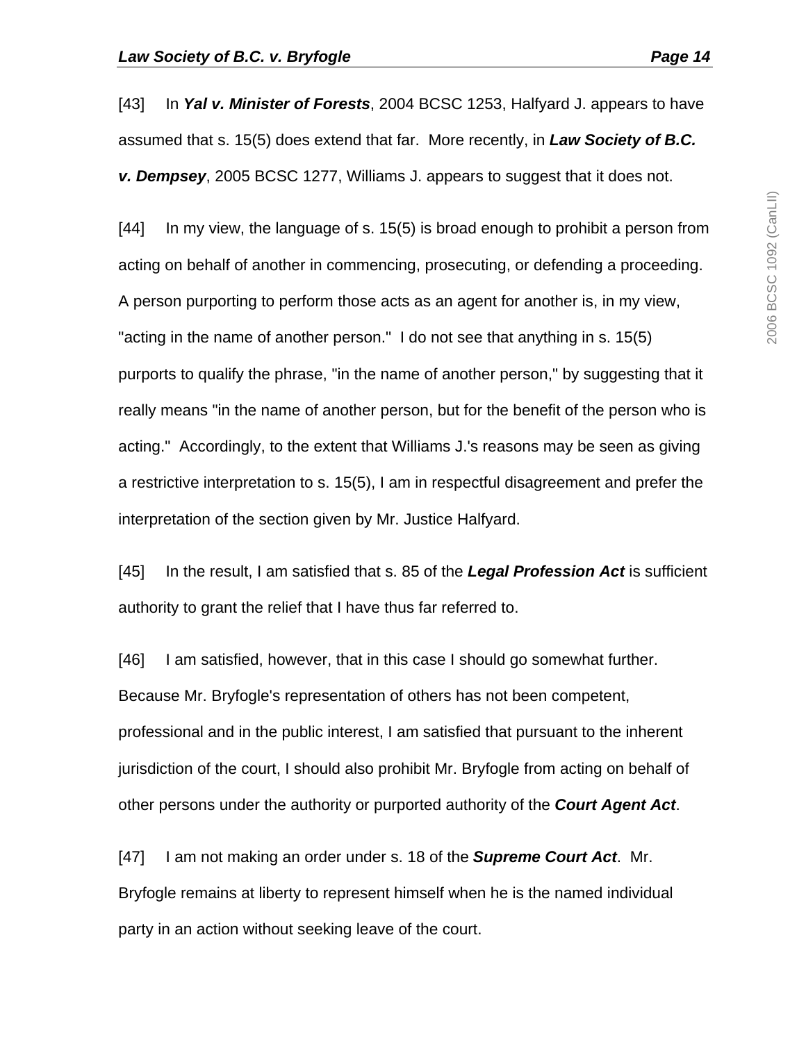[43] In ***Yal v. Minister of Forests***, 2004 BCSC 1253, Halfyard J. appears to have assumed that s. 15(5) does extend that far. More recently, in ***Law Society of B.C. v. Dempsey***, 2005 BCSC 1277, Williams J. appears to suggest that it does not.

[44] In my view, the language of s. 15(5) is broad enough to prohibit a person from acting on behalf of another in commencing, prosecuting, or defending a proceeding. A person purporting to perform those acts as an agent for another is, in my view, "acting in the name of another person." I do not see that anything in s. 15(5) purports to qualify the phrase, "in the name of another person," by suggesting that it really means "in the name of another person, but for the benefit of the person who is acting." Accordingly, to the extent that Williams J.'s reasons may be seen as giving a restrictive interpretation to s. 15(5), I am in respectful disagreement and prefer the interpretation of the section given by Mr. Justice Halfyard.

[45] In the result, I am satisfied that s. 85 of the ***Legal Profession Act*** is sufficient authority to grant the relief that I have thus far referred to.

[46] I am satisfied, however, that in this case I should go somewhat further. Because Mr. Bryfogle's representation of others has not been competent, professional and in the public interest, I am satisfied that pursuant to the inherent jurisdiction of the court, I should also prohibit Mr. Bryfogle from acting on behalf of other persons under the authority or purported authority of the ***Court Agent Act***.

[47] I am not making an order under s. 18 of the ***Supreme Court Act***. Mr. Bryfogle remains at liberty to represent himself when he is the named individual party in an action without seeking leave of the court.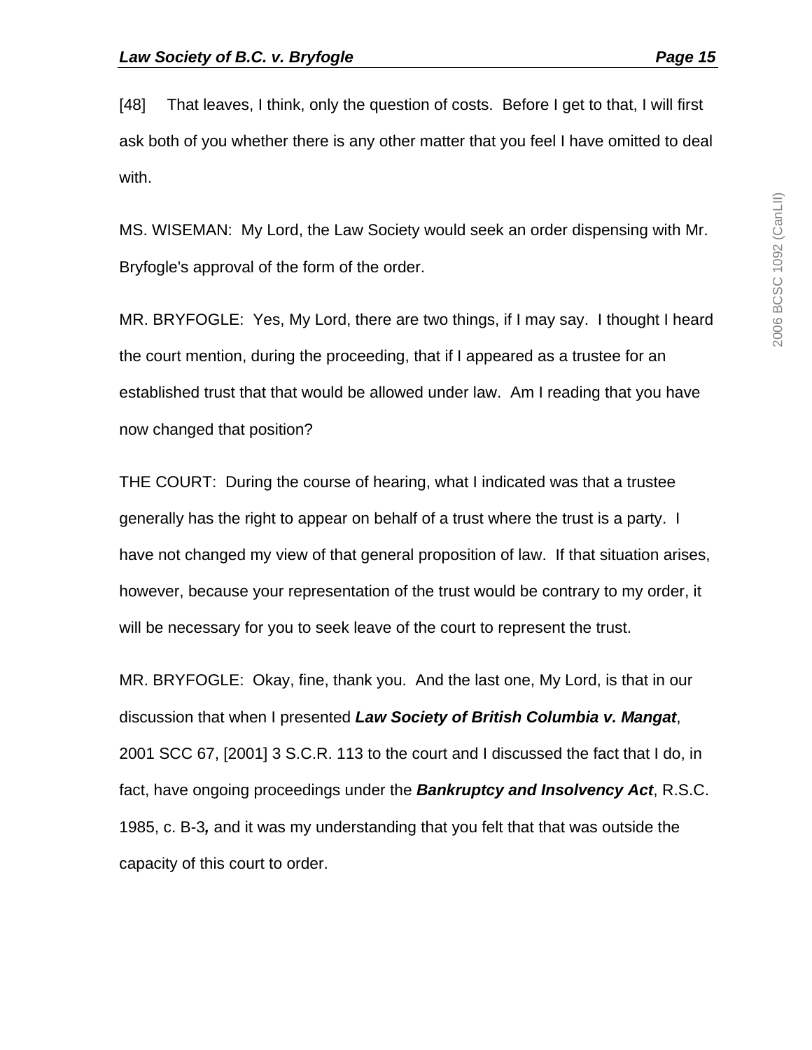[48] That leaves, I think, only the question of costs. Before I get to that, I will first ask both of you whether there is any other matter that you feel I have omitted to deal with.

MS. WISEMAN: My Lord, the Law Society would seek an order dispensing with Mr. Bryfogle's approval of the form of the order.

MR. BRYFOGLE: Yes, My Lord, there are two things, if I may say. I thought I heard the court mention, during the proceeding, that if I appeared as a trustee for an established trust that that would be allowed under law. Am I reading that you have now changed that position?

THE COURT: During the course of hearing, what I indicated was that a trustee generally has the right to appear on behalf of a trust where the trust is a party. I have not changed my view of that general proposition of law. If that situation arises, however, because your representation of the trust would be contrary to my order, it will be necessary for you to seek leave of the court to represent the trust.

MR. BRYFOGLE: Okay, fine, thank you. And the last one, My Lord, is that in our discussion that when I presented ***Law Society of British Columbia v. Mangat***, 2001 SCC 67, [2001] 3 S.C.R. 113 to the court and I discussed the fact that I do, in fact, have ongoing proceedings under the ***Bankruptcy and Insolvency Act***, R.S.C. 1985, c. B-3*,* and it was my understanding that you felt that that was outside the capacity of this court to order.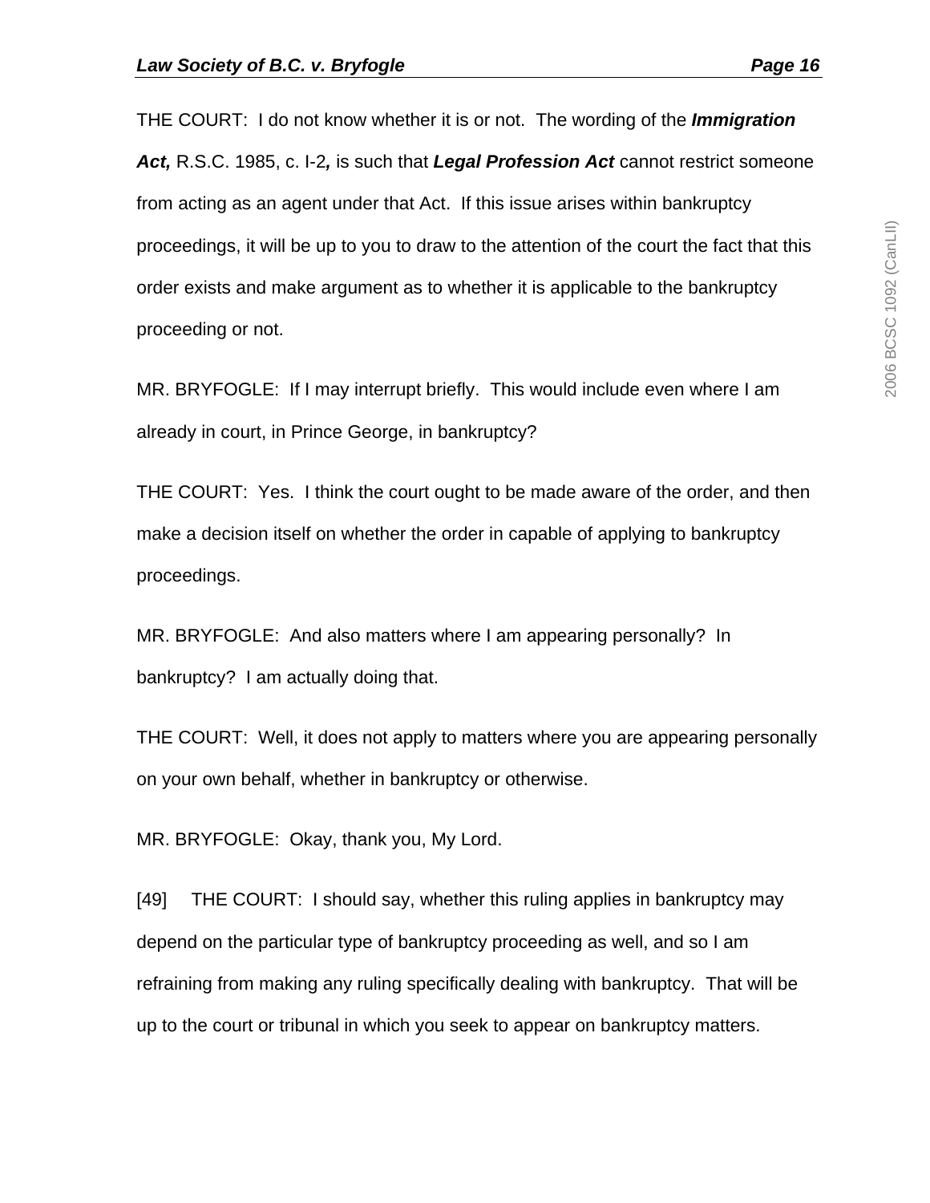THE COURT: I do not know whether it is or not. The wording of the ***Immigration Act,*** R.S.C. 1985, c. I-2***,*** is such that ***Legal Profession Act*** cannot restrict someone from acting as an agent under that Act. If this issue arises within bankruptcy proceedings, it will be up to you to draw to the attention of the court the fact that this order exists and make argument as to whether it is applicable to the bankruptcy proceeding or not.

MR. BRYFOGLE: If I may interrupt briefly. This would include even where I am already in court, in Prince George, in bankruptcy?

THE COURT: Yes. I think the court ought to be made aware of the order, and then make a decision itself on whether the order in capable of applying to bankruptcy proceedings.

MR. BRYFOGLE: And also matters where I am appearing personally? In bankruptcy? I am actually doing that.

THE COURT: Well, it does not apply to matters where you are appearing personally on your own behalf, whether in bankruptcy or otherwise.

MR. BRYFOGLE: Okay, thank you, My Lord.

[49] THE COURT: I should say, whether this ruling applies in bankruptcy may depend on the particular type of bankruptcy proceeding as well, and so I am refraining from making any ruling specifically dealing with bankruptcy. That will be up to the court or tribunal in which you seek to appear on bankruptcy matters.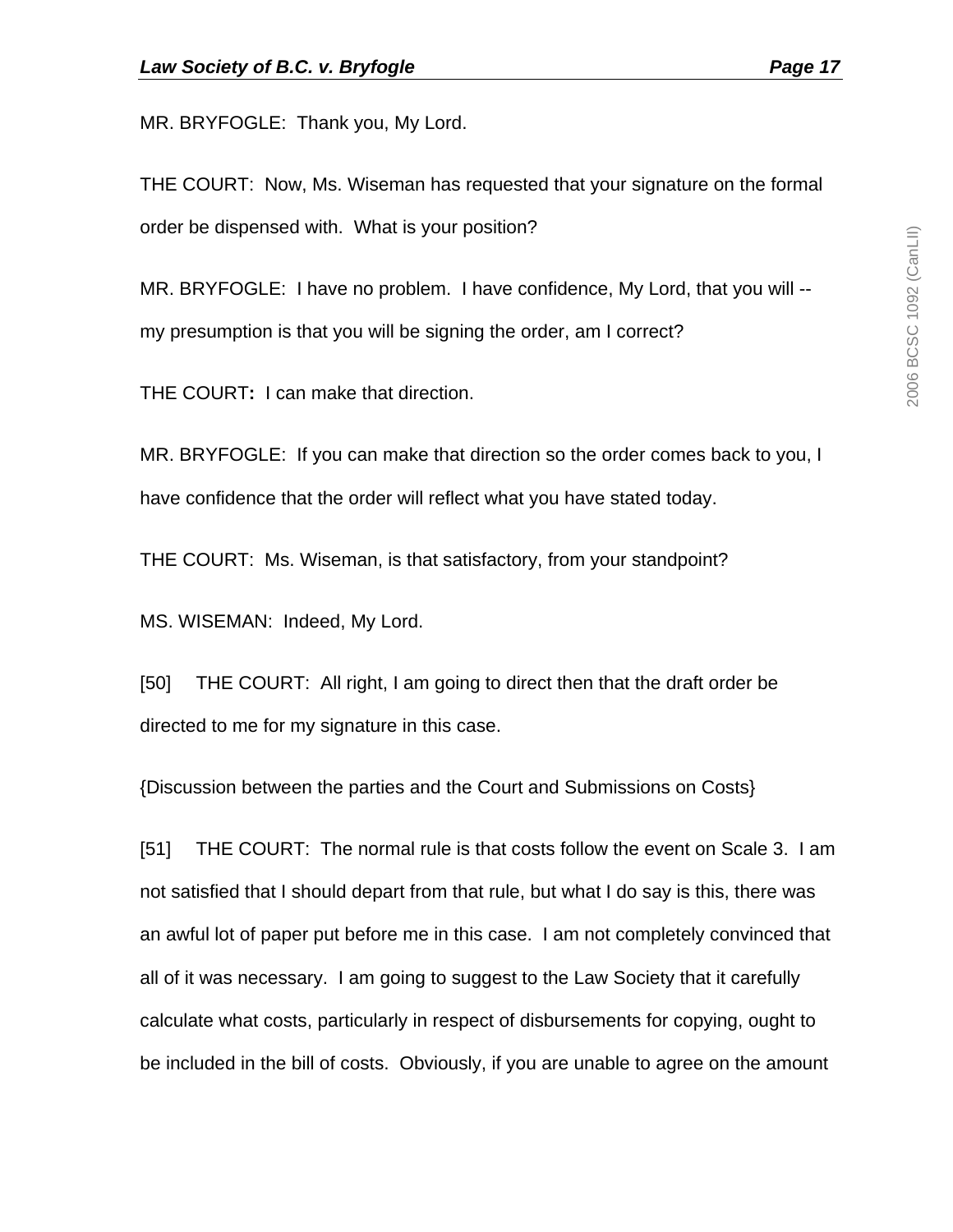MR. BRYFOGLE: Thank you, My Lord.

THE COURT: Now, Ms. Wiseman has requested that your signature on the formal order be dispensed with. What is your position?

MR. BRYFOGLE: I have no problem. I have confidence, My Lord, that you will -- my presumption is that you will be signing the order, am I correct?

THE COURT**:** I can make that direction.

MR. BRYFOGLE: If you can make that direction so the order comes back to you, I have confidence that the order will reflect what you have stated today.

THE COURT: Ms. Wiseman, is that satisfactory, from your standpoint?

MS. WISEMAN: Indeed, My Lord.

[50] THE COURT: All right, I am going to direct then that the draft order be directed to me for my signature in this case.

{Discussion between the parties and the Court and Submissions on Costs}

[51] THE COURT: The normal rule is that costs follow the event on Scale 3. I am not satisfied that I should depart from that rule, but what I do say is this, there was an awful lot of paper put before me in this case. I am not completely convinced that all of it was necessary. I am going to suggest to the Law Society that it carefully calculate what costs, particularly in respect of disbursements for copying, ought to be included in the bill of costs. Obviously, if you are unable to agree on the amount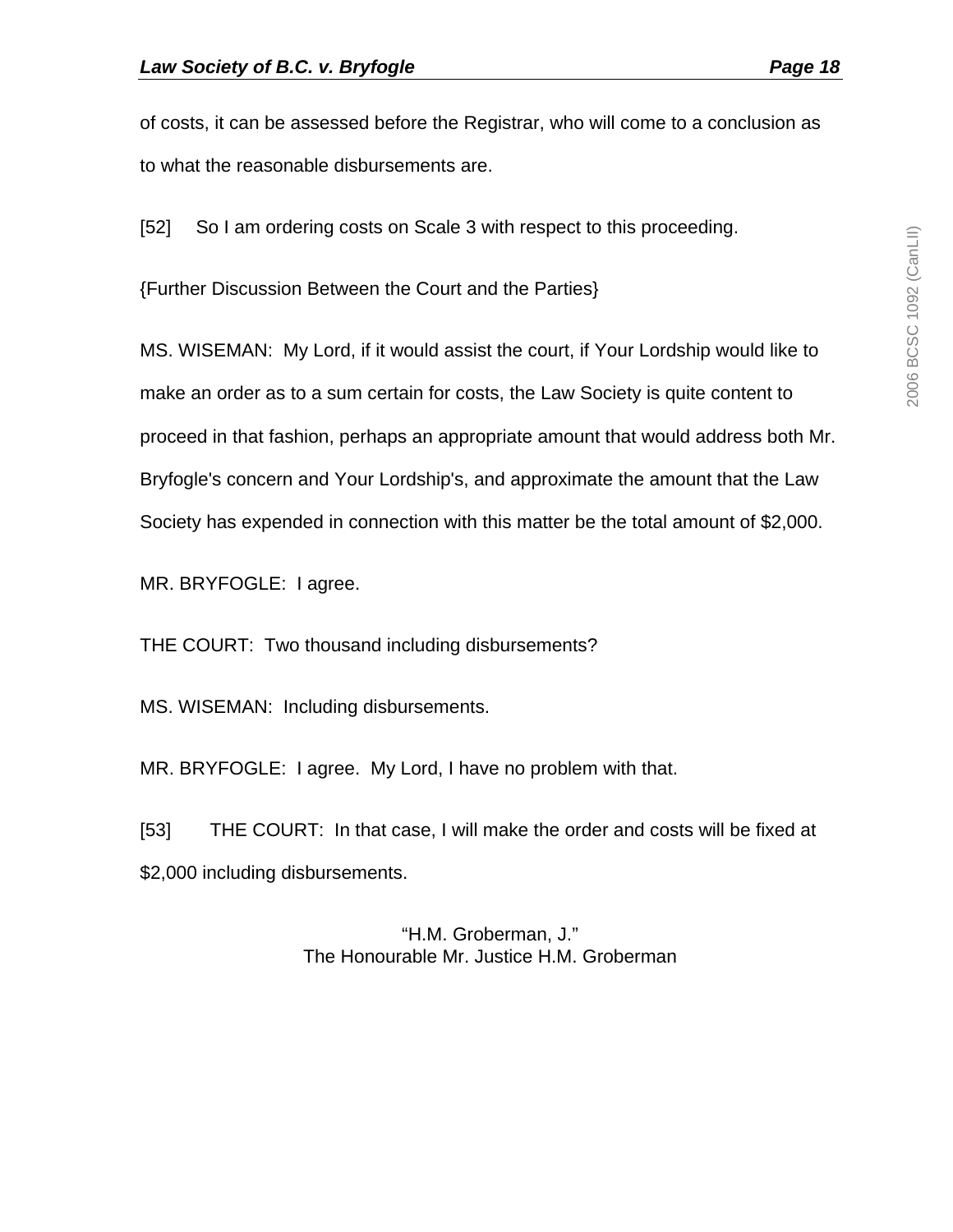of costs, it can be assessed before the Registrar, who will come to a conclusion as to what the reasonable disbursements are.

[52] So I am ordering costs on Scale 3 with respect to this proceeding.

{Further Discussion Between the Court and the Parties}

MS. WISEMAN: My Lord, if it would assist the court, if Your Lordship would like to make an order as to a sum certain for costs, the Law Society is quite content to proceed in that fashion, perhaps an appropriate amount that would address both Mr. Bryfogle's concern and Your Lordship's, and approximate the amount that the Law Society has expended in connection with this matter be the total amount of $2,000.

MR. BRYFOGLE: I agree.

THE COURT: Two thousand including disbursements?

MS. WISEMAN: Including disbursements.

MR. BRYFOGLE: I agree. My Lord, I have no problem with that.

[53] THE COURT: In that case, I will make the order and costs will be fixed at $2,000 including disbursements.

"H.M. Groberman, J."
The Honourable Mr. Justice H.M. Groberman